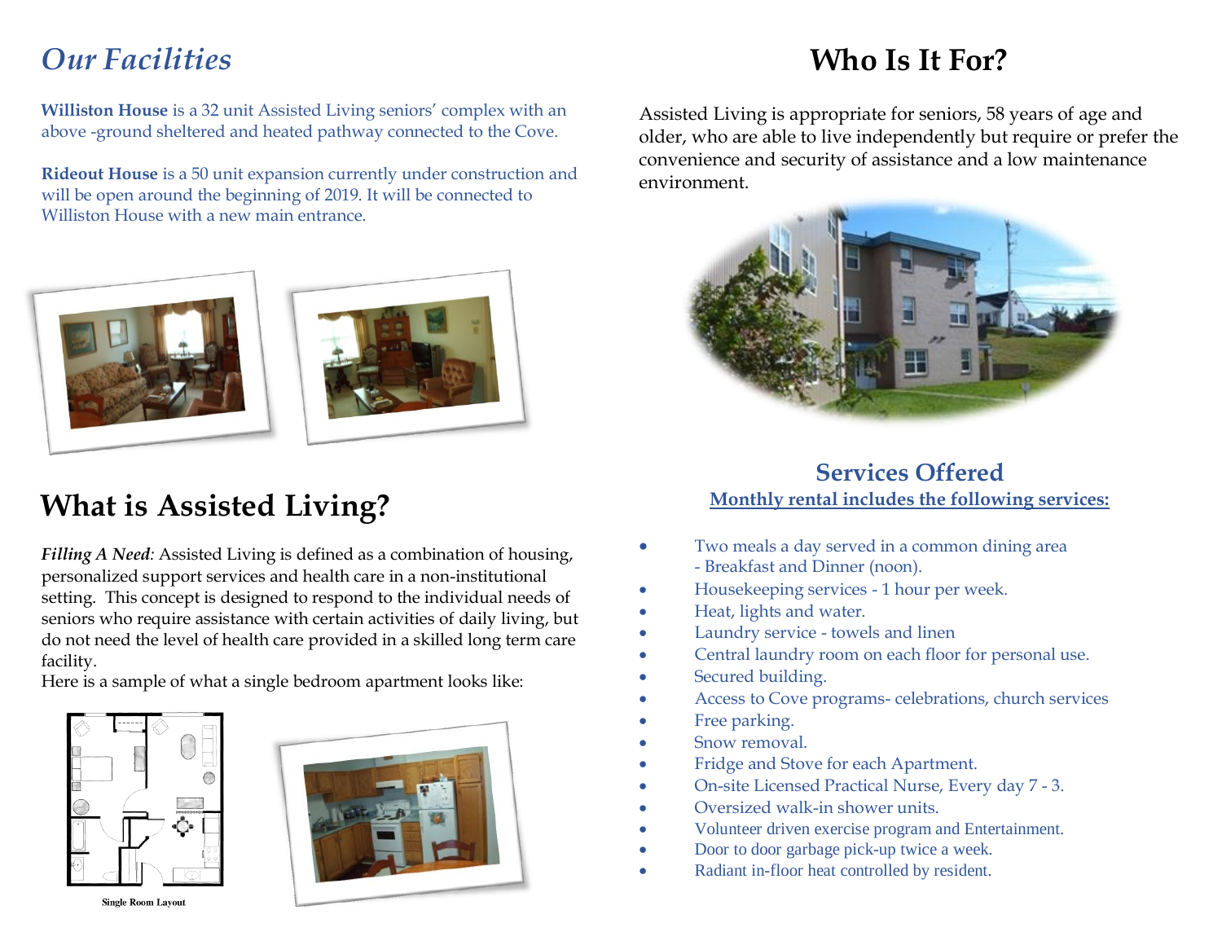# *Our Facilities*

**Williston House** is a 32 unit Assisted Living seniors' complex with an above -ground sheltered and heated pathway connected to the Cove.

**Rideout House** is a 50 unit expansion currently under construction and will be open around the beginning of 2019. It will be connected to Williston House with a new main entrance.

# What is Assisted Living?

***Filling A Need:*** Assisted Living is defined as a combination of housing, personalized support services and health care in a non-institutional setting. This concept is designed to respond to the individual needs of seniors who require assistance with certain activities of daily living, but do not need the level of health care provided in a skilled long term care facility.

Here is a sample of what a single bedroom apartment looks like:

Single Room Layout

# Who Is It For?

Assisted Living is appropriate for seniors, 58 years of age and older, who are able to live independently but require or prefer the convenience and security of assistance and a low maintenance environment.

## Services Offered

**Monthly rental includes the following services:**

- Two meals a day served in a common dining area - Breakfast and Dinner (noon).
- Housekeeping services - 1 hour per week.
- Heat, lights and water.
- Laundry service - towels and linen
- Central laundry room on each floor for personal use.
- Secured building.
- Access to Cove programs- celebrations, church services
- Free parking.
- Snow removal.
- Fridge and Stove for each Apartment.
- On-site Licensed Practical Nurse, Every day 7 - 3.
- Oversized walk-in shower units.
- Volunteer driven exercise program and Entertainment.
- Door to door garbage pick-up twice a week.
- Radiant in-floor heat controlled by resident.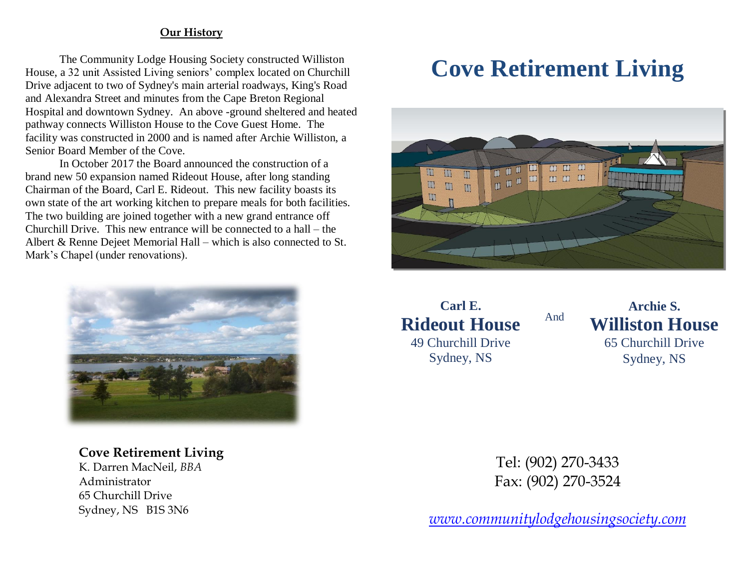## Our History

The Community Lodge Housing Society constructed Williston House, a 32 unit Assisted Living seniors' complex located on Churchill Drive adjacent to two of Sydney's main arterial roadways, King's Road and Alexandra Street and minutes from the Cape Breton Regional Hospital and downtown Sydney. An above -ground sheltered and heated pathway connects Williston House to the Cove Guest Home. The facility was constructed in 2000 and is named after Archie Williston, a Senior Board Member of the Cove.

In October 2017 the Board announced the construction of a brand new 50 expansion named Rideout House, after long standing Chairman of the Board, Carl E. Rideout. This new facility boasts its own state of the art working kitchen to prepare meals for both facilities. The two building are joined together with a new grand entrance off Churchill Drive. This new entrance will be connected to a hall – the Albert & Renne Dejeet Memorial Hall – which is also connected to St. Mark's Chapel (under renovations).

**Cove Retirement Living**
K. Darren MacNeil, *BBA*
Administrator
65 Churchill Drive
Sydney, NS B1S 3N6

# Cove Retirement Living

**Carl E.**
**Rideout House**
49 Churchill Drive
Sydney, NS

And

**Archie S.**
**Williston House**
65 Churchill Drive
Sydney, NS

Tel: (902) 270-3433
Fax: (902) 270-3524

*www.communitylodgehousingsociety.com*